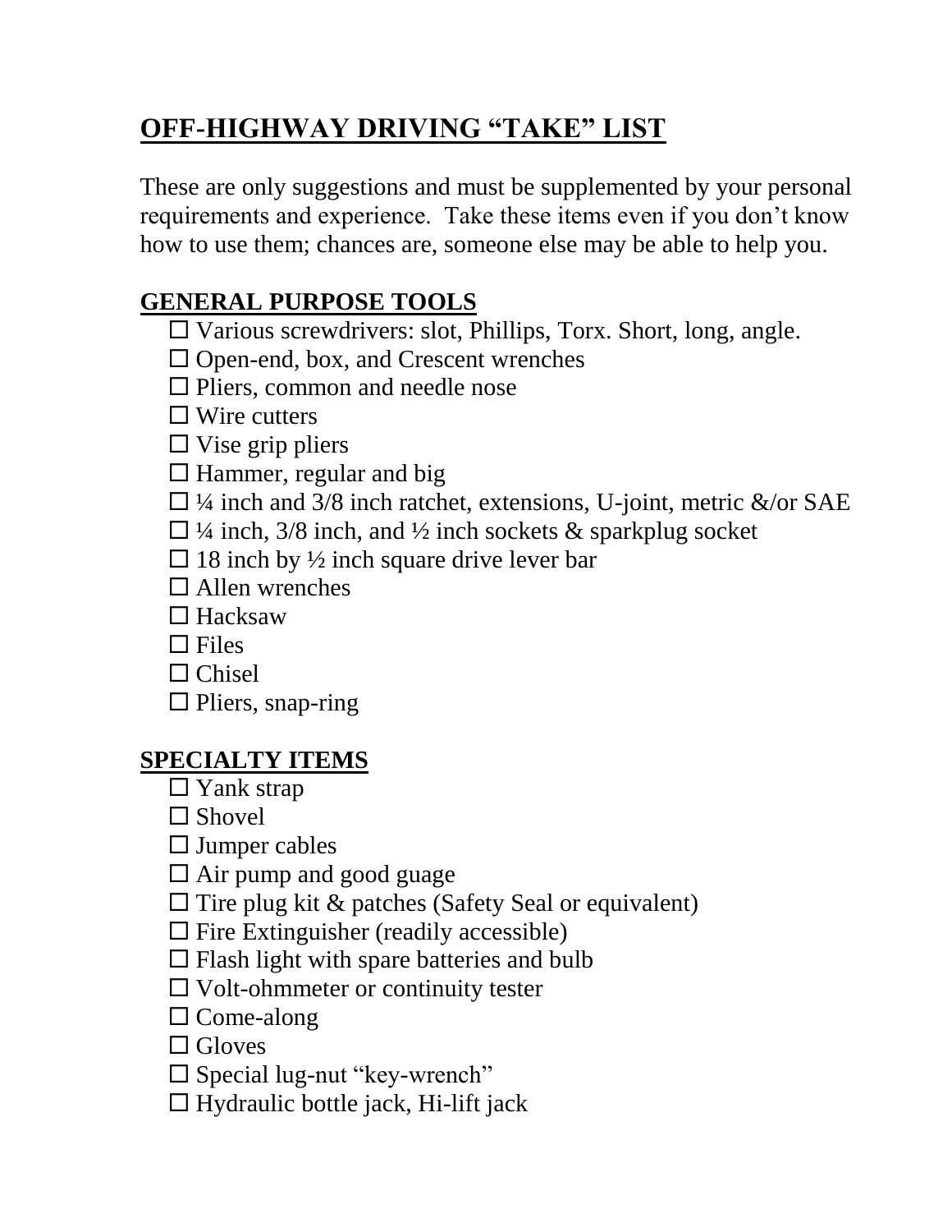# OFF-HIGHWAY DRIVING "TAKE" LIST

These are only suggestions and must be supplemented by your personal requirements and experience. Take these items even if you don't know how to use them; chances are, someone else may be able to help you.

## GENERAL PURPOSE TOOLS

- ☐ Various screwdrivers: slot, Phillips, Torx. Short, long, angle.
- ☐ Open-end, box, and Crescent wrenches
- ☐ Pliers, common and needle nose
- ☐ Wire cutters
- ☐ Vise grip pliers
- ☐ Hammer, regular and big
- ☐ ¼ inch and 3/8 inch ratchet, extensions, U-joint, metric &/or SAE
- ☐ ¼ inch, 3/8 inch, and ½ inch sockets & sparkplug socket
- ☐ 18 inch by ½ inch square drive lever bar
- ☐ Allen wrenches
- ☐ Hacksaw
- ☐ Files
- ☐ Chisel
- ☐ Pliers, snap-ring

## SPECIALTY ITEMS

- ☐ Yank strap
- ☐ Shovel
- ☐ Jumper cables
- ☐ Air pump and good guage
- ☐ Tire plug kit & patches (Safety Seal or equivalent)
- ☐ Fire Extinguisher (readily accessible)
- ☐ Flash light with spare batteries and bulb
- ☐ Volt-ohmmeter or continuity tester
- ☐ Come-along
- ☐ Gloves
- ☐ Special lug-nut "key-wrench"
- ☐ Hydraulic bottle jack, Hi-lift jack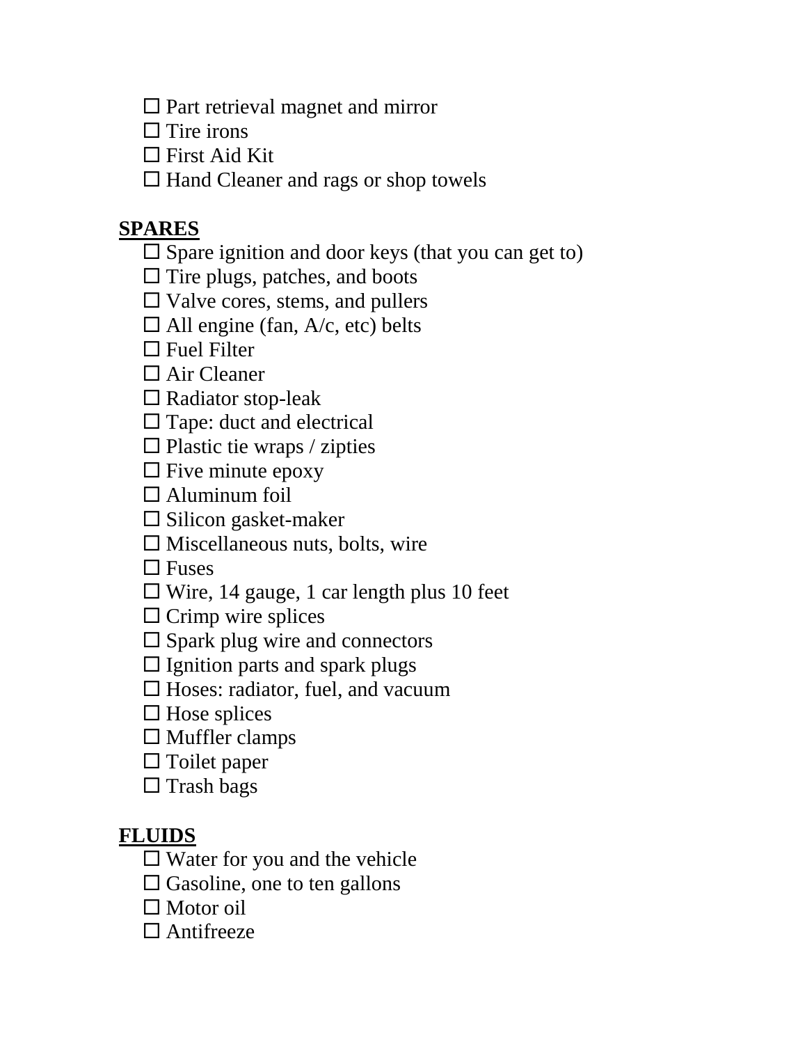- ☐ Part retrieval magnet and mirror
- ☐ Tire irons
- ☐ First Aid Kit
- ☐ Hand Cleaner and rags or shop towels

## SPARES

- ☐ Spare ignition and door keys (that you can get to)
- ☐ Tire plugs, patches, and boots
- ☐ Valve cores, stems, and pullers
- ☐ All engine (fan, A/c, etc) belts
- ☐ Fuel Filter
- ☐ Air Cleaner
- ☐ Radiator stop-leak
- ☐ Tape: duct and electrical
- ☐ Plastic tie wraps / zipties
- ☐ Five minute epoxy
- ☐ Aluminum foil
- ☐ Silicon gasket-maker
- ☐ Miscellaneous nuts, bolts, wire
- ☐ Fuses
- ☐ Wire, 14 gauge, 1 car length plus 10 feet
- ☐ Crimp wire splices
- ☐ Spark plug wire and connectors
- ☐ Ignition parts and spark plugs
- ☐ Hoses: radiator, fuel, and vacuum
- ☐ Hose splices
- ☐ Muffler clamps
- ☐ Toilet paper
- ☐ Trash bags

## FLUIDS

- ☐ Water for you and the vehicle
- ☐ Gasoline, one to ten gallons
- ☐ Motor oil
- ☐ Antifreeze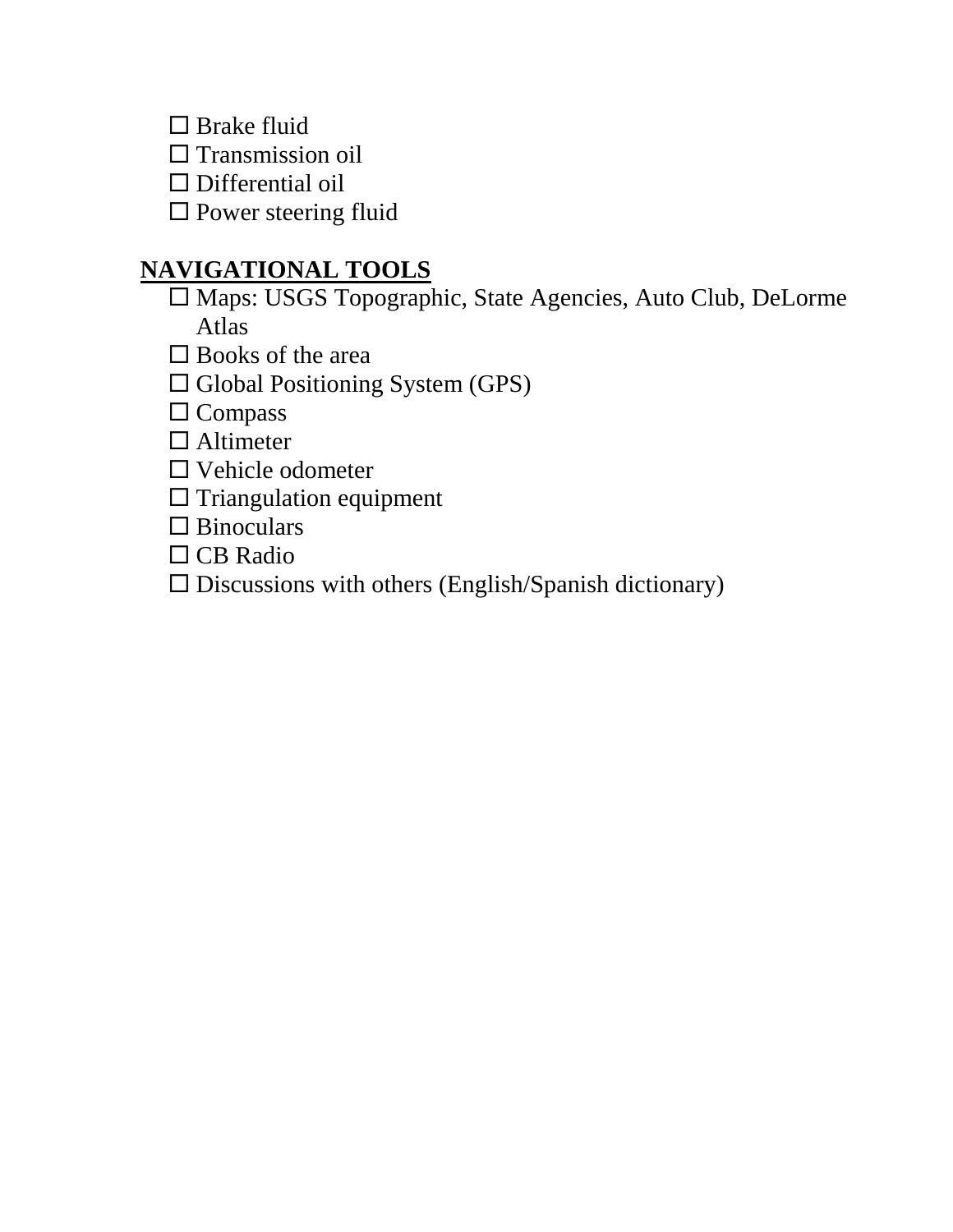- ☐ Brake fluid
- ☐ Transmission oil
- ☐ Differential oil
- ☐ Power steering fluid

**<u>NAVIGATIONAL TOOLS</u>**

- ☐ Maps: USGS Topographic, State Agencies, Auto Club, DeLorme Atlas
- ☐ Books of the area
- ☐ Global Positioning System (GPS)
- ☐ Compass
- ☐ Altimeter
- ☐ Vehicle odometer
- ☐ Triangulation equipment
- ☐ Binoculars
- ☐ CB Radio
- ☐ Discussions with others (English/Spanish dictionary)